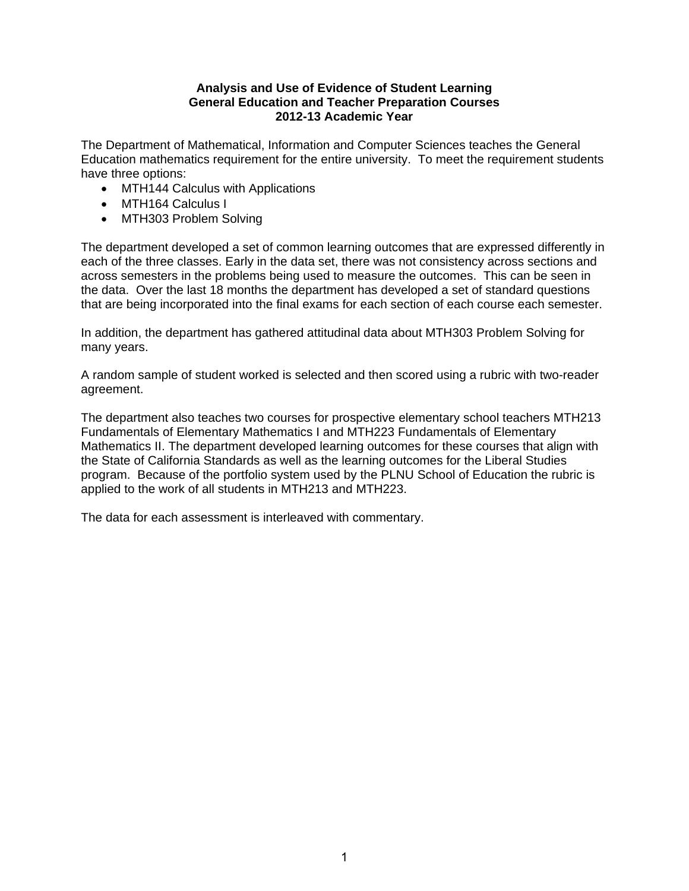**Analysis and Use of Evidence of Student Learning**
**General Education and Teacher Preparation Courses**
**2012-13 Academic Year**

The Department of Mathematical, Information and Computer Sciences teaches the General Education mathematics requirement for the entire university. To meet the requirement students have three options:

- MTH144 Calculus with Applications
- MTH164 Calculus I
- MTH303 Problem Solving

The department developed a set of common learning outcomes that are expressed differently in each of the three classes. Early in the data set, there was not consistency across sections and across semesters in the problems being used to measure the outcomes. This can be seen in the data. Over the last 18 months the department has developed a set of standard questions that are being incorporated into the final exams for each section of each course each semester.

In addition, the department has gathered attitudinal data about MTH303 Problem Solving for many years.

A random sample of student worked is selected and then scored using a rubric with two-reader agreement.

The department also teaches two courses for prospective elementary school teachers MTH213 Fundamentals of Elementary Mathematics I and MTH223 Fundamentals of Elementary Mathematics II. The department developed learning outcomes for these courses that align with the State of California Standards as well as the learning outcomes for the Liberal Studies program. Because of the portfolio system used by the PLNU School of Education the rubric is applied to the work of all students in MTH213 and MTH223.

The data for each assessment is interleaved with commentary.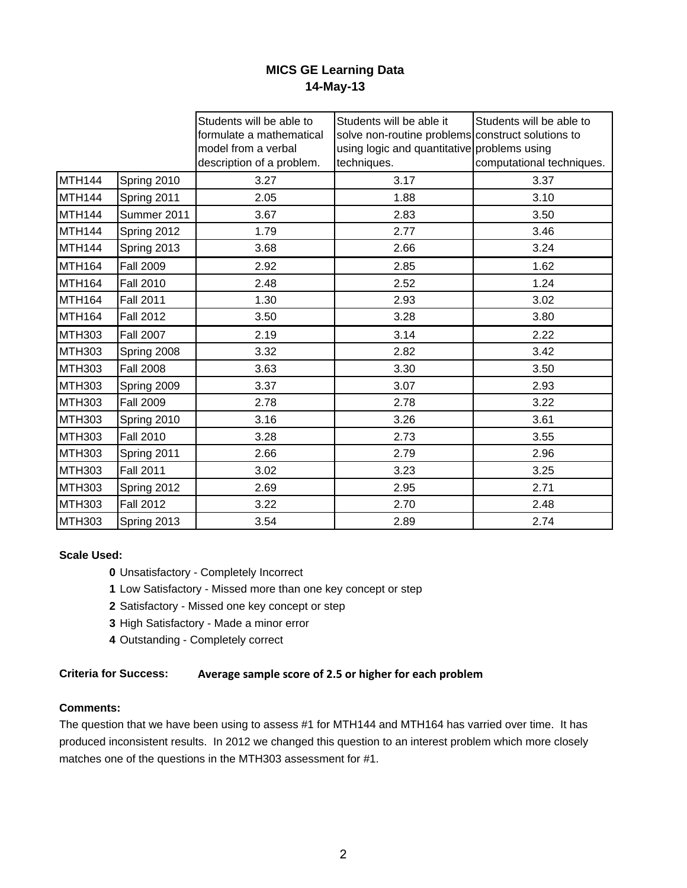## MICS GE Learning Data
### 14-May-13

| | | Students will be able to formulate a mathematical model from a verbal description of a problem. | Students will be able it solve non-routine problems using logic and quantitative techniques. | Students will be able to construct solutions to problems using computational techniques. |
|---|---|---|---|---|
| MTH144 | Spring 2010 | 3.27 | 3.17 | 3.37 |
| MTH144 | Spring 2011 | 2.05 | 1.88 | 3.10 |
| MTH144 | Summer 2011 | 3.67 | 2.83 | 3.50 |
| MTH144 | Spring 2012 | 1.79 | 2.77 | 3.46 |
| MTH144 | Spring 2013 | 3.68 | 2.66 | 3.24 |
| MTH164 | Fall 2009 | 2.92 | 2.85 | 1.62 |
| MTH164 | Fall 2010 | 2.48 | 2.52 | 1.24 |
| MTH164 | Fall 2011 | 1.30 | 2.93 | 3.02 |
| MTH164 | Fall 2012 | 3.50 | 3.28 | 3.80 |
| MTH303 | Fall 2007 | 2.19 | 3.14 | 2.22 |
| MTH303 | Spring 2008 | 3.32 | 2.82 | 3.42 |
| MTH303 | Fall 2008 | 3.63 | 3.30 | 3.50 |
| MTH303 | Spring 2009 | 3.37 | 3.07 | 2.93 |
| MTH303 | Fall 2009 | 2.78 | 2.78 | 3.22 |
| MTH303 | Spring 2010 | 3.16 | 3.26 | 3.61 |
| MTH303 | Fall 2010 | 3.28 | 2.73 | 3.55 |
| MTH303 | Spring 2011 | 2.66 | 2.79 | 2.96 |
| MTH303 | Fall 2011 | 3.02 | 3.23 | 3.25 |
| MTH303 | Spring 2012 | 2.69 | 2.95 | 2.71 |
| MTH303 | Fall 2012 | 3.22 | 2.70 | 2.48 |
| MTH303 | Spring 2013 | 3.54 | 2.89 | 2.74 |

**Scale Used:**

- **0** Unsatisfactory - Completely Incorrect
- **1** Low Satisfactory - Missed more than one key concept or step
- **2** Satisfactory - Missed one key concept or step
- **3** High Satisfactory - Made a minor error
- **4** Outstanding - Completely correct

**Criteria for Success:** **Average sample score of 2.5 or higher for each problem**

**Comments:**

The question that we have been using to assess #1 for MTH144 and MTH164 has varried over time. It has produced inconsistent results. In 2012 we changed this question to an interest problem which more closely matches one of the questions in the MTH303 assessment for #1.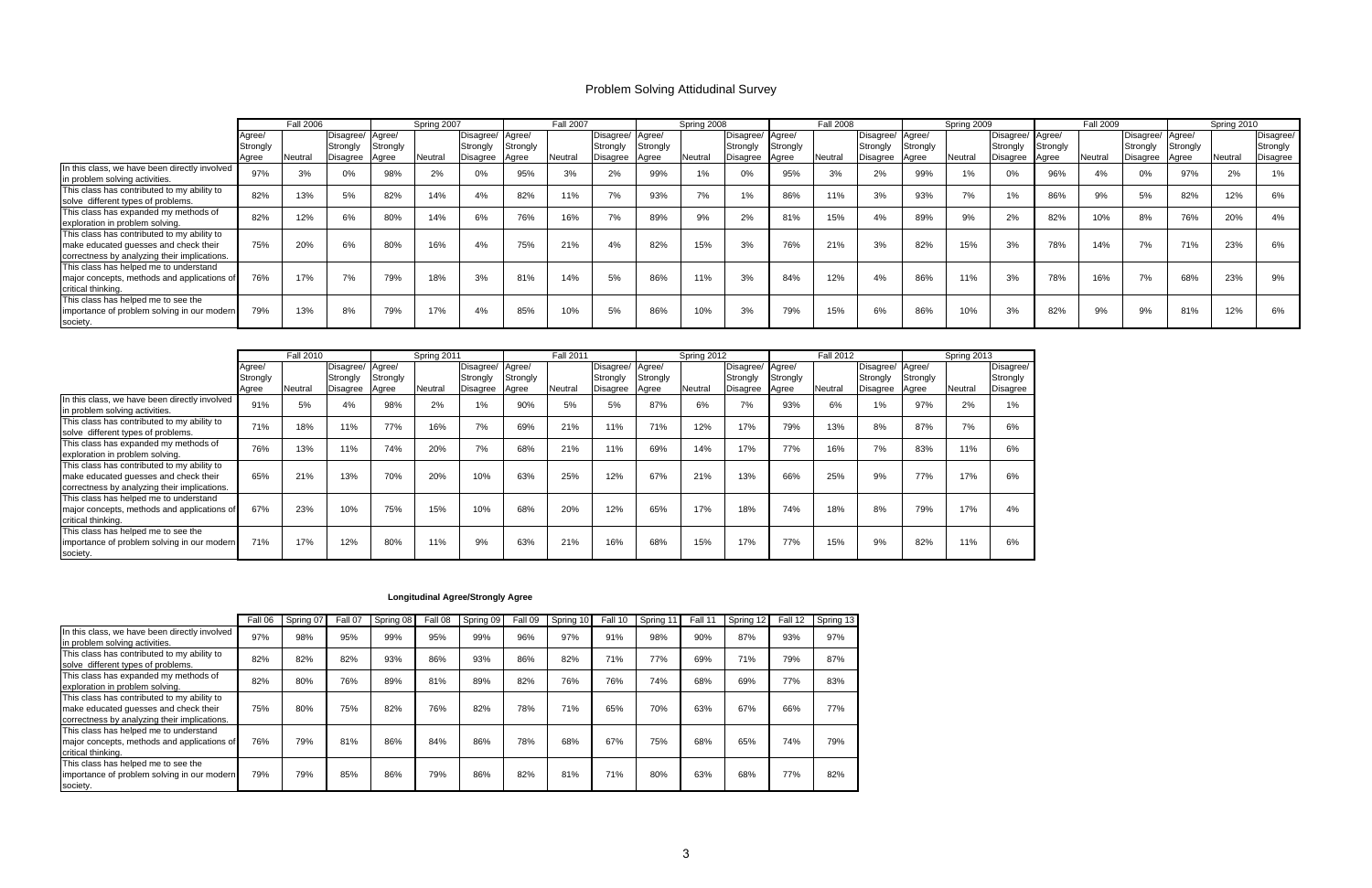# Problem Solving Attidudinal Survey

| | Fall 2006 | | | Spring 2007 | | | Fall 2007 | | | Spring 2008 | | | Fall 2008 | | | Spring 2009 | | | Fall 2009 | | | Spring 2010 | | |
|---|---|---|---|---|---|---|---|---|---|---|---|---|---|---|---|---|---|---|---|---|---|---|---|---|
| | Agree/ Strongly Agree | Neutral | Disagree/ Strongly Disagree | Agree/ Strongly Agree | Neutral | Disagree/ Strongly Disagree | Agree/ Strongly Agree | Neutral | Disagree/ Strongly Disagree | Agree/ Strongly Agree | Neutral | Disagree/ Strongly Disagree | Agree/ Strongly Agree | Neutral | Disagree/ Strongly Disagree | Agree/ Strongly Agree | Neutral | Disagree/ Strongly Disagree | Agree/ Strongly Agree | Neutral | Disagree/ Strongly Disagree | Agree/ Strongly Agree | Neutral | Disagree/ Strongly Disagree |
| In this class, we have been directly involved in problem solving activities. | 97% | 3% | 0% | 98% | 2% | 0% | 95% | 3% | 2% | 99% | 1% | 0% | 95% | 3% | 2% | 99% | 1% | 0% | 96% | 4% | 0% | 97% | 2% | 1% |
| This class has contributed to my ability to solve different types of problems. | 82% | 13% | 5% | 82% | 14% | 4% | 82% | 11% | 7% | 93% | 7% | 1% | 86% | 11% | 3% | 93% | 7% | 1% | 86% | 9% | 5% | 82% | 12% | 6% |
| This class has expanded my methods of exploration in problem solving. | 82% | 12% | 6% | 80% | 14% | 6% | 76% | 16% | 7% | 89% | 9% | 2% | 81% | 15% | 4% | 89% | 9% | 2% | 82% | 10% | 8% | 76% | 20% | 4% |
| This class has contributed to my ability to make educated guesses and check their correctness by analyzing their implications. | 75% | 20% | 6% | 80% | 16% | 4% | 75% | 21% | 4% | 82% | 15% | 3% | 76% | 21% | 3% | 82% | 15% | 3% | 78% | 14% | 7% | 71% | 23% | 6% |
| This class has helped me to understand major concepts, methods and applications of critical thinking. | 76% | 17% | 7% | 79% | 18% | 3% | 81% | 14% | 5% | 86% | 11% | 3% | 84% | 12% | 4% | 86% | 11% | 3% | 78% | 16% | 7% | 68% | 23% | 9% |
| This class has helped me to see the importance of problem solving in our modern society. | 79% | 13% | 8% | 79% | 17% | 4% | 85% | 10% | 5% | 86% | 10% | 3% | 79% | 15% | 6% | 86% | 10% | 3% | 82% | 9% | 9% | 81% | 12% | 6% |

| | Fall 2010 | | | Spring 2011 | | | Fall 2011 | | | Spring 2012 | | | Fall 2012 | | | Spring 2013 | | |
|---|---|---|---|---|---|---|---|---|---|---|---|---|---|---|---|---|---|---|
| | Agree/ Strongly Agree | Neutral | Disagree/ Strongly Disagree | Agree/ Strongly Agree | Neutral | Disagree/ Strongly Disagree | Agree/ Strongly Agree | Neutral | Disagree/ Strongly Disagree | Agree/ Strongly Agree | Neutral | Disagree/ Strongly Disagree | Agree/ Strongly Agree | Neutral | Disagree/ Strongly Disagree | Agree/ Strongly Agree | Neutral | Disagree/ Strongly Disagree |
| In this class, we have been directly involved in problem solving activities. | 91% | 5% | 4% | 98% | 2% | 1% | 90% | 5% | 5% | 87% | 6% | 7% | 93% | 6% | 1% | 97% | 2% | 1% |
| This class has contributed to my ability to solve different types of problems. | 71% | 18% | 11% | 77% | 16% | 7% | 69% | 21% | 11% | 71% | 12% | 17% | 79% | 13% | 8% | 87% | 7% | 6% |
| This class has expanded my methods of exploration in problem solving. | 76% | 13% | 11% | 74% | 20% | 7% | 68% | 21% | 11% | 69% | 14% | 17% | 77% | 16% | 7% | 83% | 11% | 6% |
| This class has contributed to my ability to make educated guesses and check their correctness by analyzing their implications. | 65% | 21% | 13% | 70% | 20% | 10% | 63% | 25% | 12% | 67% | 21% | 13% | 66% | 25% | 9% | 77% | 17% | 6% |
| This class has helped me to understand major concepts, methods and applications of critical thinking. | 67% | 23% | 10% | 75% | 15% | 10% | 68% | 20% | 12% | 65% | 17% | 18% | 74% | 18% | 8% | 79% | 17% | 4% |
| This class has helped me to see the importance of problem solving in our modern society. | 71% | 17% | 12% | 80% | 11% | 9% | 63% | 21% | 16% | 68% | 15% | 17% | 77% | 15% | 9% | 82% | 11% | 6% |

**Longitudinal Agree/Strongly Agree**

| | Fall 06 | Spring 07 | Fall 07 | Spring 08 | Fall 08 | Spring 09 | Fall 09 | Spring 10 | Fall 10 | Spring 11 | Fall 11 | Spring 12 | Fall 12 | Spring 13 |
|---|---|---|---|---|---|---|---|---|---|---|---|---|---|---|
| In this class, we have been directly involved in problem solving activities. | 97% | 98% | 95% | 99% | 95% | 99% | 96% | 97% | 91% | 98% | 90% | 87% | 93% | 97% |
| This class has contributed to my ability to solve different types of problems. | 82% | 82% | 82% | 93% | 86% | 93% | 86% | 82% | 71% | 77% | 69% | 71% | 79% | 87% |
| This class has expanded my methods of exploration in problem solving. | 82% | 80% | 76% | 89% | 81% | 89% | 82% | 76% | 76% | 74% | 68% | 69% | 77% | 83% |
| This class has contributed to my ability to make educated guesses and check their correctness by analyzing their implications. | 75% | 80% | 75% | 82% | 76% | 82% | 78% | 71% | 65% | 70% | 63% | 67% | 66% | 77% |
| This class has helped me to understand major concepts, methods and applications of critical thinking. | 76% | 79% | 81% | 86% | 84% | 86% | 78% | 68% | 67% | 75% | 68% | 65% | 74% | 79% |
| This class has helped me to see the importance of problem solving in our modern society. | 79% | 79% | 85% | 86% | 79% | 86% | 82% | 81% | 71% | 80% | 63% | 68% | 77% | 82% |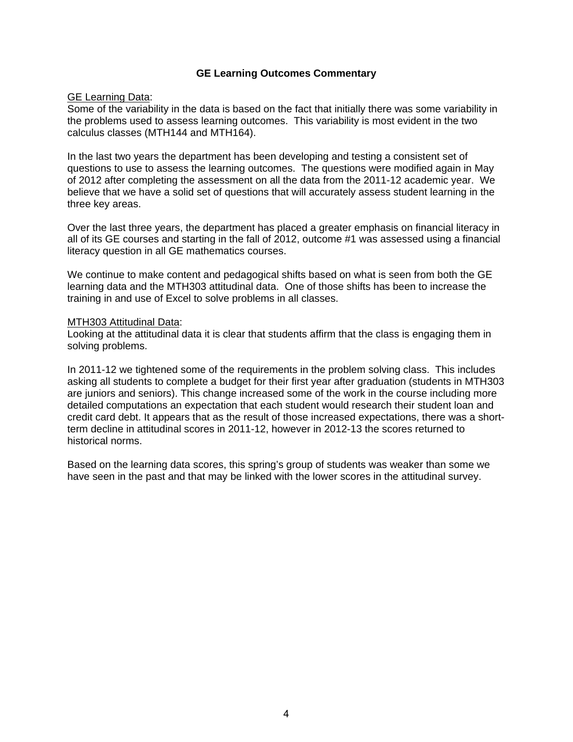# GE Learning Outcomes Commentary

GE Learning Data:

Some of the variability in the data is based on the fact that initially there was some variability in the problems used to assess learning outcomes. This variability is most evident in the two calculus classes (MTH144 and MTH164).

In the last two years the department has been developing and testing a consistent set of questions to use to assess the learning outcomes. The questions were modified again in May of 2012 after completing the assessment on all the data from the 2011-12 academic year. We believe that we have a solid set of questions that will accurately assess student learning in the three key areas.

Over the last three years, the department has placed a greater emphasis on financial literacy in all of its GE courses and starting in the fall of 2012, outcome #1 was assessed using a financial literacy question in all GE mathematics courses.

We continue to make content and pedagogical shifts based on what is seen from both the GE learning data and the MTH303 attitudinal data. One of those shifts has been to increase the training in and use of Excel to solve problems in all classes.

MTH303 Attitudinal Data:

Looking at the attitudinal data it is clear that students affirm that the class is engaging them in solving problems.

In 2011-12 we tightened some of the requirements in the problem solving class. This includes asking all students to complete a budget for their first year after graduation (students in MTH303 are juniors and seniors). This change increased some of the work in the course including more detailed computations an expectation that each student would research their student loan and credit card debt. It appears that as the result of those increased expectations, there was a short-term decline in attitudinal scores in 2011-12, however in 2012-13 the scores returned to historical norms.

Based on the learning data scores, this spring's group of students was weaker than some we have seen in the past and that may be linked with the lower scores in the attitudinal survey.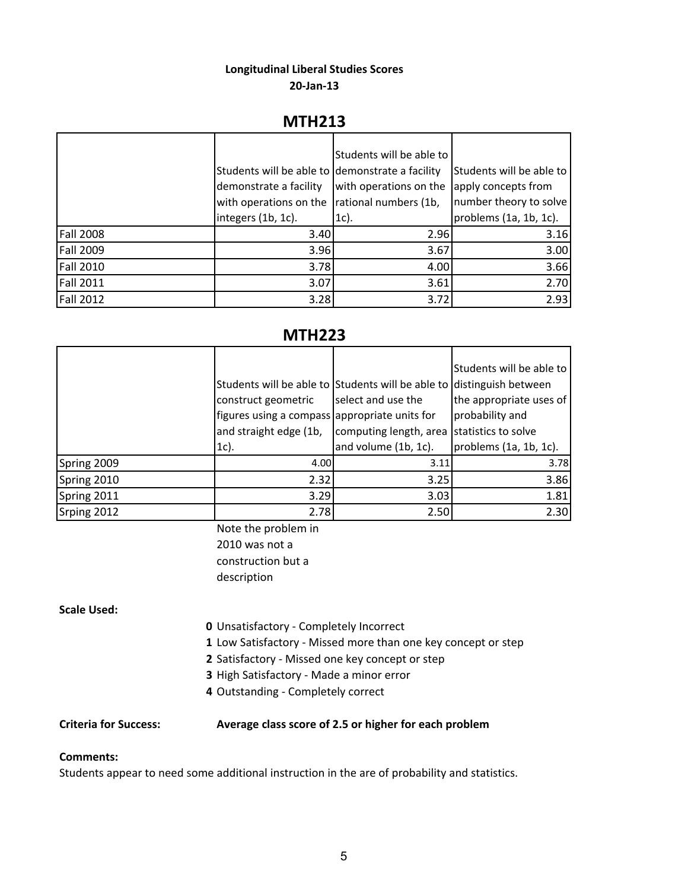**Longitudinal Liberal Studies Scores**

**20-Jan-13**

## MTH213

| | Students will be able to demonstrate a facility with operations on the integers (1b, 1c). | Students will be able to demonstrate a facility with operations on the rational numbers (1b, 1c). | Students will be able to apply concepts from number theory to solve problems (1a, 1b, 1c). |
|---|---|---|---|
| Fall 2008 | 3.40 | 2.96 | 3.16 |
| Fall 2009 | 3.96 | 3.67 | 3.00 |
| Fall 2010 | 3.78 | 4.00 | 3.66 |
| Fall 2011 | 3.07 | 3.61 | 2.70 |
| Fall 2012 | 3.28 | 3.72 | 2.93 |

## MTH223

| | Students will be able to construct geometric figures using a compass and straight edge (1b, 1c). | Students will be able to select and use the appropriate units for computing length, area and volume (1b, 1c). | Students will be able to distinguish between the appropriate uses of probability and statistics to solve problems (1a, 1b, 1c). |
|---|---|---|---|
| Spring 2009 | 4.00 | 3.11 | 3.78 |
| Spring 2010 | 2.32 | 3.25 | 3.86 |
| Spring 2011 | 3.29 | 3.03 | 1.81 |
| Srping 2012 | 2.78 | 2.50 | 2.30 |
| | Note the problem in 2010 was not a construction but a description | | |

**Scale Used:**

**0** Unsatisfactory - Completely Incorrect
**1** Low Satisfactory - Missed more than one key concept or step
**2** Satisfactory - Missed one key concept or step
**3** High Satisfactory - Made a minor error
**4** Outstanding - Completely correct

**Criteria for Success:** **Average class score of 2.5 or higher for each problem**

**Comments:**

Students appear to need some additional instruction in the are of probability and statistics.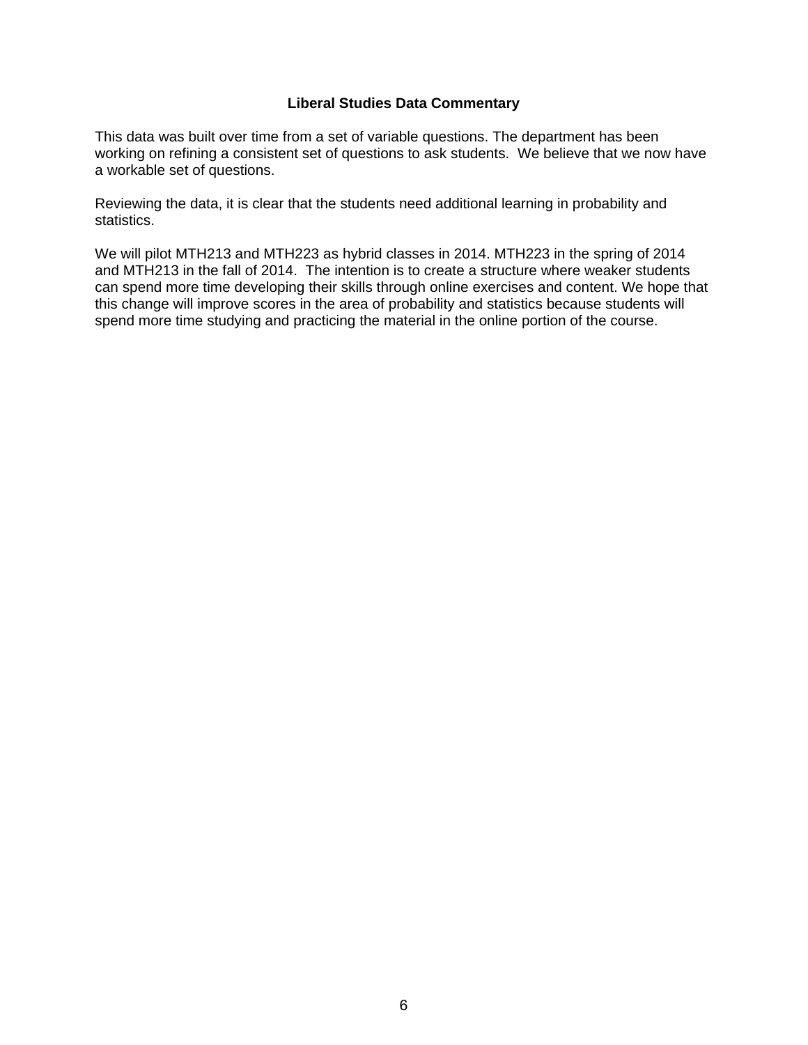**Liberal Studies Data Commentary**

This data was built over time from a set of variable questions. The department has been working on refining a consistent set of questions to ask students. We believe that we now have a workable set of questions.

Reviewing the data, it is clear that the students need additional learning in probability and statistics.

We will pilot MTH213 and MTH223 as hybrid classes in 2014. MTH223 in the spring of 2014 and MTH213 in the fall of 2014. The intention is to create a structure where weaker students can spend more time developing their skills through online exercises and content. We hope that this change will improve scores in the area of probability and statistics because students will spend more time studying and practicing the material in the online portion of the course.